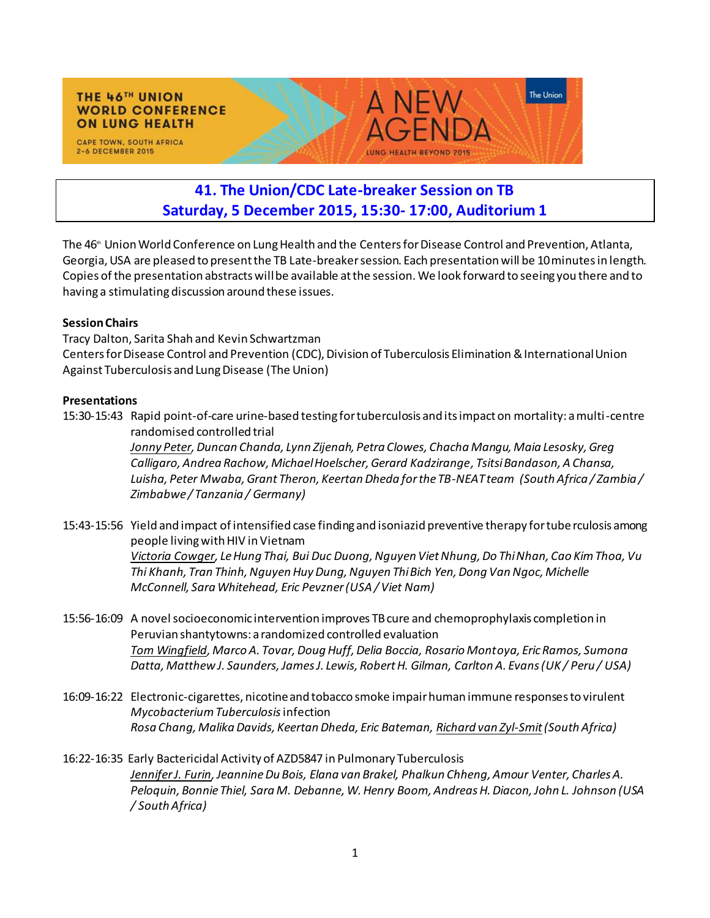THE 46TH UNION WORLD CONFERENCE ON LUNG HEALTH

CAPE TOWN, SOUTH AFRICA
2-6 DECEMBER 2015

A NEW AGENDA
LUNG HEALTH BEYOND 2015

The Union

## 41. The Union/CDC Late-breaker Session on TB
## Saturday, 5 December 2015, 15:30- 17:00, Auditorium 1

The 46th Union World Conference on Lung Health and the Centers for Disease Control and Prevention, Atlanta, Georgia, USA are pleased to present the TB Late-breaker session. Each presentation will be 10 minutes in length. Copies of the presentation abstracts will be available at the session. We look forward to seeing you there and to having a stimulating discussion around these issues.

**Session Chairs**

Tracy Dalton, Sarita Shah and Kevin Schwartzman
Centers for Disease Control and Prevention (CDC), Division of Tuberculosis Elimination & International Union Against Tuberculosis and Lung Disease (The Union)

**Presentations**

15:30-15:43 Rapid point-of-care urine-based testing for tuberculosis and its impact on mortality: a multi-centre randomised controlled trial
*Jonny Peter, Duncan Chanda, Lynn Zijenah, Petra Clowes, Chacha Mangu, Maia Lesosky, Greg Calligaro, Andrea Rachow, Michael Hoelscher, Gerard Kadzirange, Tsitsi Bandason, A Chansa, Luisha, Peter Mwaba, Grant Theron, Keertan Dheda for the TB-NEAT team (South Africa / Zambia / Zimbabwe / Tanzania / Germany)*

15:43-15:56 Yield and impact of intensified case finding and isoniazid preventive therapy for tuberculosis among people living with HIV in Vietnam
*Victoria Cowger, Le Hung Thai, Bui Duc Duong, Nguyen Viet Nhung, Do Thi Nhan, Cao Kim Thoa, Vu Thi Khanh, Tran Thinh, Nguyen Huy Dung, Nguyen Thi Bich Yen, Dong Van Ngoc, Michelle McConnell, Sara Whitehead, Eric Pevzner (USA / Viet Nam)*

15:56-16:09 A novel socioeconomic intervention improves TB cure and chemoprophylaxis completion in Peruvian shantytowns: a randomized controlled evaluation
*Tom Wingfield, Marco A. Tovar, Doug Huff, Delia Boccia, Rosario Montoya, Eric Ramos, Sumona Datta, Matthew J. Saunders, James J. Lewis, Robert H. Gilman, Carlton A. Evans (UK / Peru / USA)*

16:09-16:22 Electronic-cigarettes, nicotine and tobacco smoke impair human immune responses to virulent *Mycobacterium Tuberculosis* infection
*Rosa Chang, Malika Davids, Keertan Dheda, Eric Bateman, Richard van Zyl-Smit (South Africa)*

16:22-16:35 Early Bactericidal Activity of AZD5847 in Pulmonary Tuberculosis
*Jennifer J. Furin, Jeannine Du Bois, Elana van Brakel, Phalkun Chheng, Amour Venter, Charles A. Peloquin, Bonnie Thiel, Sara M. Debanne, W. Henry Boom, Andreas H. Diacon, John L. Johnson (USA / South Africa)*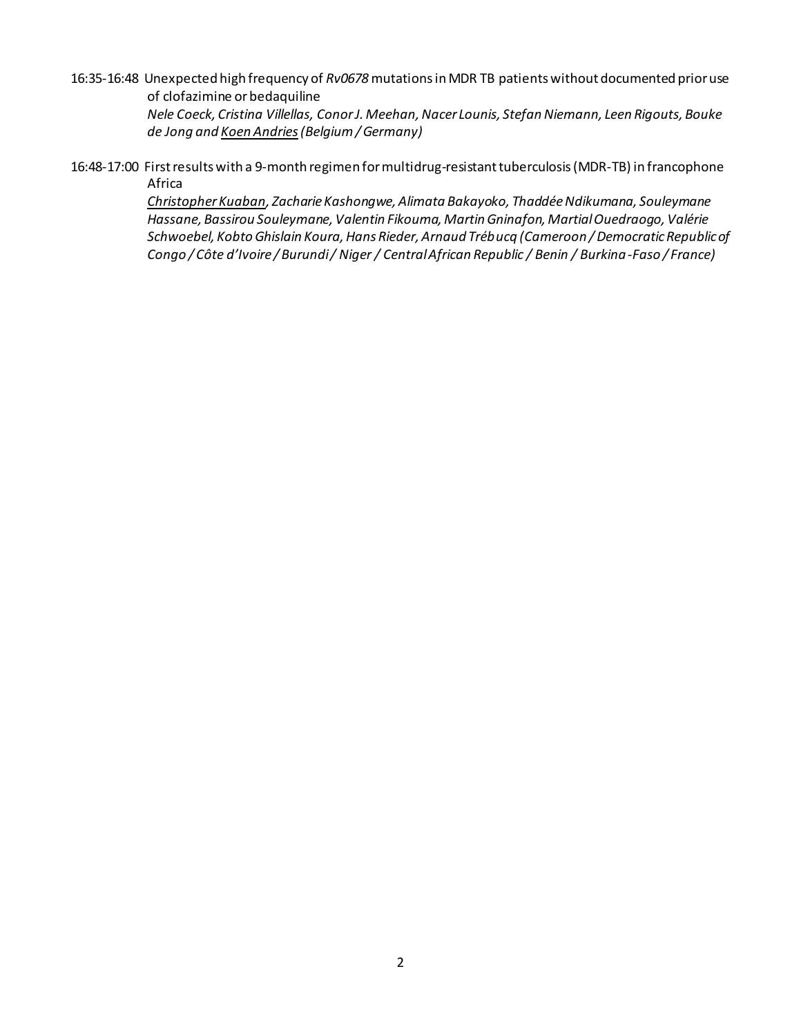16:35-16:48 Unexpected high frequency of *Rv0678* mutations in MDR TB patients without documented prior use of clofazimine or bedaquiline

*Nele Coeck, Cristina Villellas, Conor J. Meehan, Nacer Lounis, Stefan Niemann, Leen Rigouts, Bouke de Jong and <u>Koen Andries</u> (Belgium / Germany)*

16:48-17:00 First results with a 9-month regimen for multidrug-resistant tuberculosis (MDR-TB) in francophone Africa

*<u>Christopher Kuaban</u>, Zacharie Kashongwe, Alimata Bakayoko, Thaddée Ndikumana, Souleymane Hassane, Bassirou Souleymane, Valentin Fikouma, Martin Gninafon, Martial Ouedraogo, Valérie Schwoebel, Kobto Ghislain Koura, Hans Rieder, Arnaud Trébucq (Cameroon / Democratic Republic of Congo / Côte d'Ivoire / Burundi / Niger / Central African Republic / Benin / Burkina-Faso / France)*